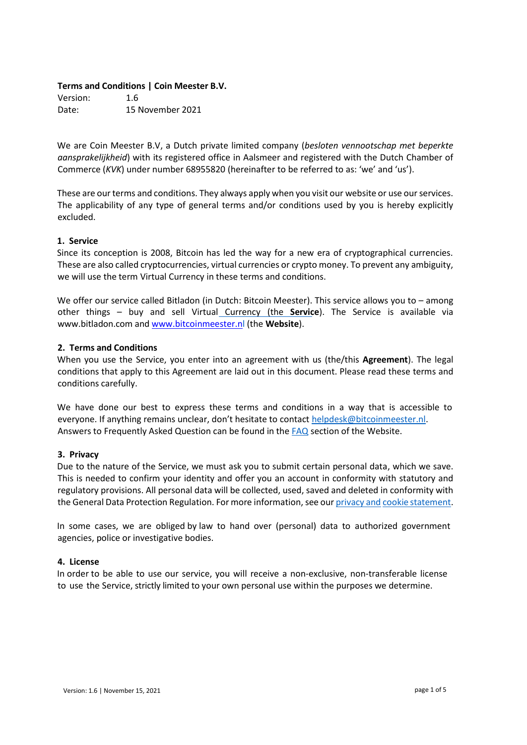**Terms and Conditions | Coin Meester B.V.**

Version: 1.6
Date: 15 November 2021

We are Coin Meester B.V, a Dutch private limited company (*besloten vennootschap met beperkte aansprakelijkheid*) with its registered office in Aalsmeer and registered with the Dutch Chamber of Commerce (*KVK*) under number 68955820 (hereinafter to be referred to as: 'we' and 'us').

These are our terms and conditions. They always apply when you visit our website or use our services. The applicability of any type of general terms and/or conditions used by you is hereby explicitly excluded.

## 1. Service

Since its conception is 2008, Bitcoin has led the way for a new era of cryptographical currencies. These are also called cryptocurrencies, virtual currencies or crypto money. To prevent any ambiguity, we will use the term Virtual Currency in these terms and conditions.

We offer our service called Bitladon (in Dutch: Bitcoin Meester). This service allows you to – among other things – buy and sell Virtual Currency (the **Service**). The Service is available via www.bitladon.com and [www.bitcoinmeester.nl](www.bitcoinmeester.nl) (the **Website**).

## 2. Terms and Conditions

When you use the Service, you enter into an agreement with us (the/this **Agreement**). The legal conditions that apply to this Agreement are laid out in this document. Please read these terms and conditions carefully.

We have done our best to express these terms and conditions in a way that is accessible to everyone. If anything remains unclear, don't hesitate to contact helpdesk@bitcoinmeester.nl. Answers to Frequently Asked Question can be found in the FAQ section of the Website.

## 3. Privacy

Due to the nature of the Service, we must ask you to submit certain personal data, which we save. This is needed to confirm your identity and offer you an account in conformity with statutory and regulatory provisions. All personal data will be collected, used, saved and deleted in conformity with the General Data Protection Regulation. For more information, see our privacy and cookie statement.

In some cases, we are obliged by law to hand over (personal) data to authorized government agencies, police or investigative bodies.

## 4. License

In order to be able to use our service, you will receive a non-exclusive, non-transferable license to use the Service, strictly limited to your own personal use within the purposes we determine.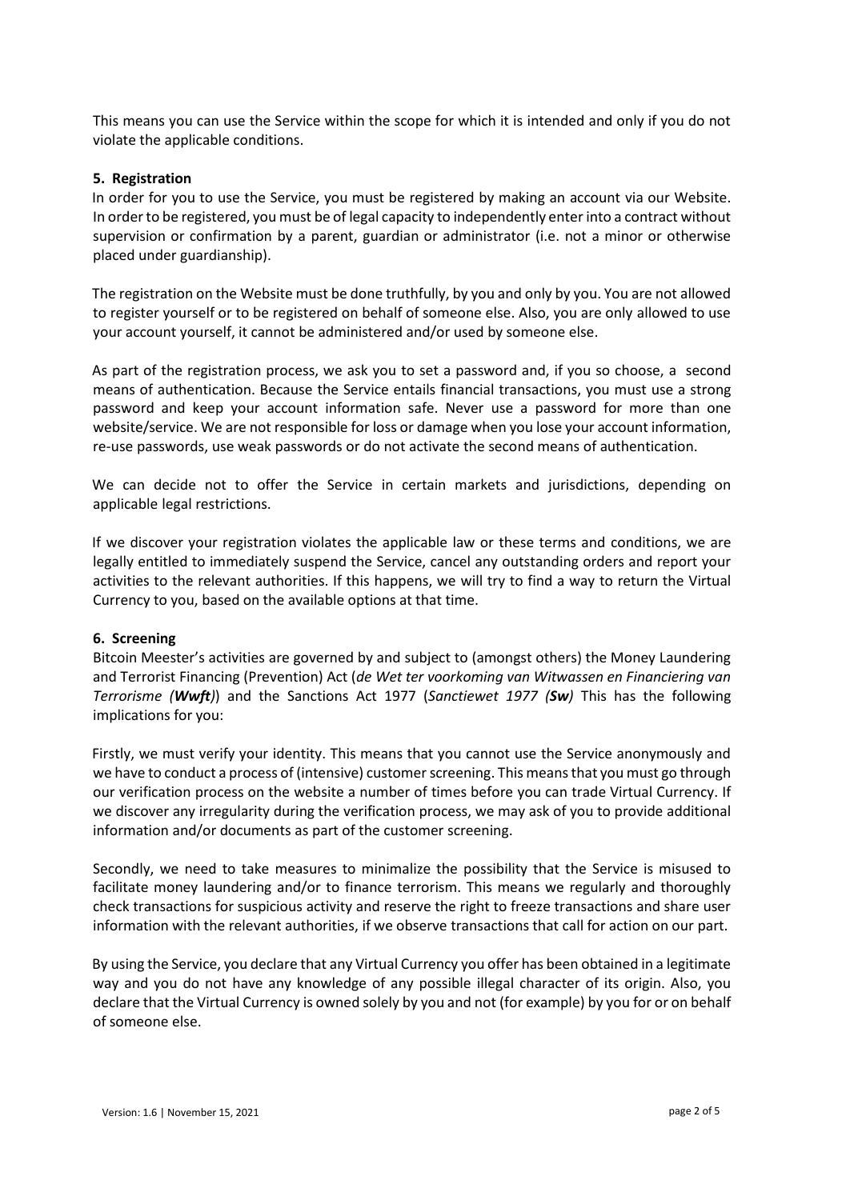This means you can use the Service within the scope for which it is intended and only if you do not violate the applicable conditions.

**5. Registration**

In order for you to use the Service, you must be registered by making an account via our Website. In order to be registered, you must be of legal capacity to independently enter into a contract without supervision or confirmation by a parent, guardian or administrator (i.e. not a minor or otherwise placed under guardianship).

The registration on the Website must be done truthfully, by you and only by you. You are not allowed to register yourself or to be registered on behalf of someone else. Also, you are only allowed to use your account yourself, it cannot be administered and/or used by someone else.

As part of the registration process, we ask you to set a password and, if you so choose, a second means of authentication. Because the Service entails financial transactions, you must use a strong password and keep your account information safe. Never use a password for more than one website/service. We are not responsible for loss or damage when you lose your account information, re-use passwords, use weak passwords or do not activate the second means of authentication.

We can decide not to offer the Service in certain markets and jurisdictions, depending on applicable legal restrictions.

If we discover your registration violates the applicable law or these terms and conditions, we are legally entitled to immediately suspend the Service, cancel any outstanding orders and report your activities to the relevant authorities. If this happens, we will try to find a way to return the Virtual Currency to you, based on the available options at that time.

**6. Screening**

Bitcoin Meester's activities are governed by and subject to (amongst others) the Money Laundering and Terrorist Financing (Prevention) Act (*de Wet ter voorkoming van Witwassen en Financiering van Terrorisme (**Wwft**)*) and the Sanctions Act 1977 (*Sanctiewet 1977 (**Sw**)* This has the following implications for you:

Firstly, we must verify your identity. This means that you cannot use the Service anonymously and we have to conduct a process of (intensive) customer screening. This means that you must go through our verification process on the website a number of times before you can trade Virtual Currency. If we discover any irregularity during the verification process, we may ask of you to provide additional information and/or documents as part of the customer screening.

Secondly, we need to take measures to minimalize the possibility that the Service is misused to facilitate money laundering and/or to finance terrorism. This means we regularly and thoroughly check transactions for suspicious activity and reserve the right to freeze transactions and share user information with the relevant authorities, if we observe transactions that call for action on our part.

By using the Service, you declare that any Virtual Currency you offer has been obtained in a legitimate way and you do not have any knowledge of any possible illegal character of its origin. Also, you declare that the Virtual Currency is owned solely by you and not (for example) by you for or on behalf of someone else.

Version: 1.6 | November 15, 2021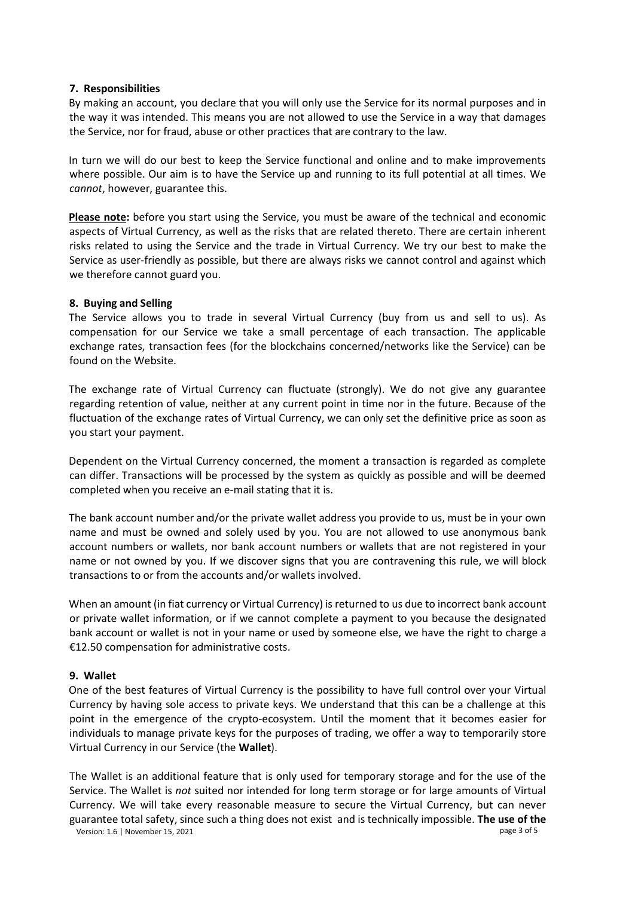## 7. Responsibilities

By making an account, you declare that you will only use the Service for its normal purposes and in the way it was intended. This means you are not allowed to use the Service in a way that damages the Service, nor for fraud, abuse or other practices that are contrary to the law.

In turn we will do our best to keep the Service functional and online and to make improvements where possible. Our aim is to have the Service up and running to its full potential at all times. We *cannot*, however, guarantee this.

**Please note:** before you start using the Service, you must be aware of the technical and economic aspects of Virtual Currency, as well as the risks that are related thereto. There are certain inherent risks related to using the Service and the trade in Virtual Currency. We try our best to make the Service as user-friendly as possible, but there are always risks we cannot control and against which we therefore cannot guard you.

## 8. Buying and Selling

The Service allows you to trade in several Virtual Currency (buy from us and sell to us). As compensation for our Service we take a small percentage of each transaction. The applicable exchange rates, transaction fees (for the blockchains concerned/networks like the Service) can be found on the Website.

The exchange rate of Virtual Currency can fluctuate (strongly). We do not give any guarantee regarding retention of value, neither at any current point in time nor in the future. Because of the fluctuation of the exchange rates of Virtual Currency, we can only set the definitive price as soon as you start your payment.

Dependent on the Virtual Currency concerned, the moment a transaction is regarded as complete can differ. Transactions will be processed by the system as quickly as possible and will be deemed completed when you receive an e-mail stating that it is.

The bank account number and/or the private wallet address you provide to us, must be in your own name and must be owned and solely used by you. You are not allowed to use anonymous bank account numbers or wallets, nor bank account numbers or wallets that are not registered in your name or not owned by you. If we discover signs that you are contravening this rule, we will block transactions to or from the accounts and/or wallets involved.

When an amount (in fiat currency or Virtual Currency) is returned to us due to incorrect bank account or private wallet information, or if we cannot complete a payment to you because the designated bank account or wallet is not in your name or used by someone else, we have the right to charge a €12.50 compensation for administrative costs.

## 9. Wallet

One of the best features of Virtual Currency is the possibility to have full control over your Virtual Currency by having sole access to private keys. We understand that this can be a challenge at this point in the emergence of the crypto-ecosystem. Until the moment that it becomes easier for individuals to manage private keys for the purposes of trading, we offer a way to temporarily store Virtual Currency in our Service (the **Wallet**).

The Wallet is an additional feature that is only used for temporary storage and for the use of the Service. The Wallet is *not* suited nor intended for long term storage or for large amounts of Virtual Currency. We will take every reasonable measure to secure the Virtual Currency, but can never guarantee total safety, since such a thing does not exist and is technically impossible. **The use of the**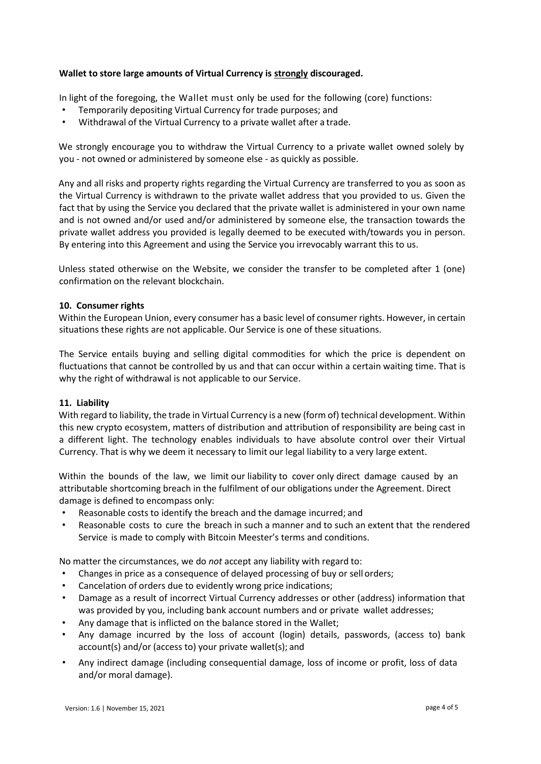**Wallet to store large amounts of Virtual Currency is strongly discouraged.**

In light of the foregoing, the Wallet must only be used for the following (core) functions:

- Temporarily depositing Virtual Currency for trade purposes; and
- Withdrawal of the Virtual Currency to a private wallet after a trade.

We strongly encourage you to withdraw the Virtual Currency to a private wallet owned solely by you - not owned or administered by someone else - as quickly as possible.

Any and all risks and property rights regarding the Virtual Currency are transferred to you as soon as the Virtual Currency is withdrawn to the private wallet address that you provided to us. Given the fact that by using the Service you declared that the private wallet is administered in your own name and is not owned and/or used and/or administered by someone else, the transaction towards the private wallet address you provided is legally deemed to be executed with/towards you in person. By entering into this Agreement and using the Service you irrevocably warrant this to us.

Unless stated otherwise on the Website, we consider the transfer to be completed after 1 (one) confirmation on the relevant blockchain.

### 10. Consumer rights

Within the European Union, every consumer has a basic level of consumer rights. However, in certain situations these rights are not applicable. Our Service is one of these situations.

The Service entails buying and selling digital commodities for which the price is dependent on fluctuations that cannot be controlled by us and that can occur within a certain waiting time. That is why the right of withdrawal is not applicable to our Service.

### 11. Liability

With regard to liability, the trade in Virtual Currency is a new (form of) technical development. Within this new crypto ecosystem, matters of distribution and attribution of responsibility are being cast in a different light. The technology enables individuals to have absolute control over their Virtual Currency. That is why we deem it necessary to limit our legal liability to a very large extent.

Within the bounds of the law, we limit our liability to cover only direct damage caused by an attributable shortcoming breach in the fulfilment of our obligations under the Agreement. Direct damage is defined to encompass only:

- Reasonable costs to identify the breach and the damage incurred; and
- Reasonable costs to cure the breach in such a manner and to such an extent that the rendered Service is made to comply with Bitcoin Meester's terms and conditions.

No matter the circumstances, we do *not* accept any liability with regard to:

- Changes in price as a consequence of delayed processing of buy or sell orders;
- Cancelation of orders due to evidently wrong price indications;
- Damage as a result of incorrect Virtual Currency addresses or other (address) information that was provided by you, including bank account numbers and or private wallet addresses;
- Any damage that is inflicted on the balance stored in the Wallet;
- Any damage incurred by the loss of account (login) details, passwords, (access to) bank account(s) and/or (access to) your private wallet(s); and
- Any indirect damage (including consequential damage, loss of income or profit, loss of data and/or moral damage).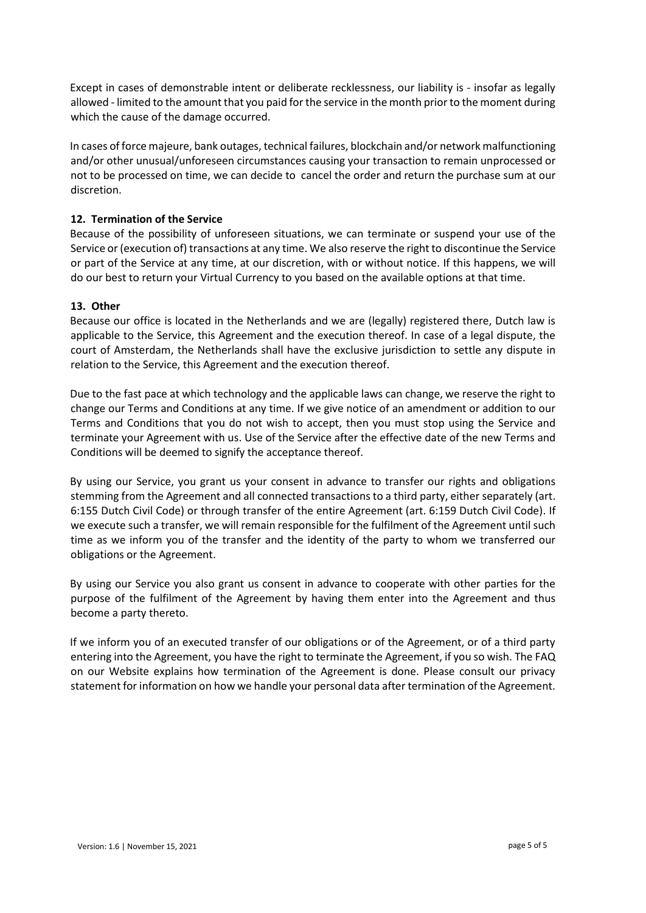Except in cases of demonstrable intent or deliberate recklessness, our liability is - insofar as legally allowed - limited to the amount that you paid for the service in the month prior to the moment during which the cause of the damage occurred.

In cases of force majeure, bank outages, technical failures, blockchain and/or network malfunctioning and/or other unusual/unforeseen circumstances causing your transaction to remain unprocessed or not to be processed on time, we can decide to cancel the order and return the purchase sum at our discretion.

## 12. Termination of the Service

Because of the possibility of unforeseen situations, we can terminate or suspend your use of the Service or (execution of) transactions at any time. We also reserve the right to discontinue the Service or part of the Service at any time, at our discretion, with or without notice. If this happens, we will do our best to return your Virtual Currency to you based on the available options at that time.

## 13. Other

Because our office is located in the Netherlands and we are (legally) registered there, Dutch law is applicable to the Service, this Agreement and the execution thereof. In case of a legal dispute, the court of Amsterdam, the Netherlands shall have the exclusive jurisdiction to settle any dispute in relation to the Service, this Agreement and the execution thereof.

Due to the fast pace at which technology and the applicable laws can change, we reserve the right to change our Terms and Conditions at any time. If we give notice of an amendment or addition to our Terms and Conditions that you do not wish to accept, then you must stop using the Service and terminate your Agreement with us. Use of the Service after the effective date of the new Terms and Conditions will be deemed to signify the acceptance thereof.

By using our Service, you grant us your consent in advance to transfer our rights and obligations stemming from the Agreement and all connected transactions to a third party, either separately (art. 6:155 Dutch Civil Code) or through transfer of the entire Agreement (art. 6:159 Dutch Civil Code). If we execute such a transfer, we will remain responsible for the fulfilment of the Agreement until such time as we inform you of the transfer and the identity of the party to whom we transferred our obligations or the Agreement.

By using our Service you also grant us consent in advance to cooperate with other parties for the purpose of the fulfilment of the Agreement by having them enter into the Agreement and thus become a party thereto.

If we inform you of an executed transfer of our obligations or of the Agreement, or of a third party entering into the Agreement, you have the right to terminate the Agreement, if you so wish. The FAQ on our Website explains how termination of the Agreement is done. Please consult our privacy statement for information on how we handle your personal data after termination of the Agreement.

Version: 1.6 | November 15, 2021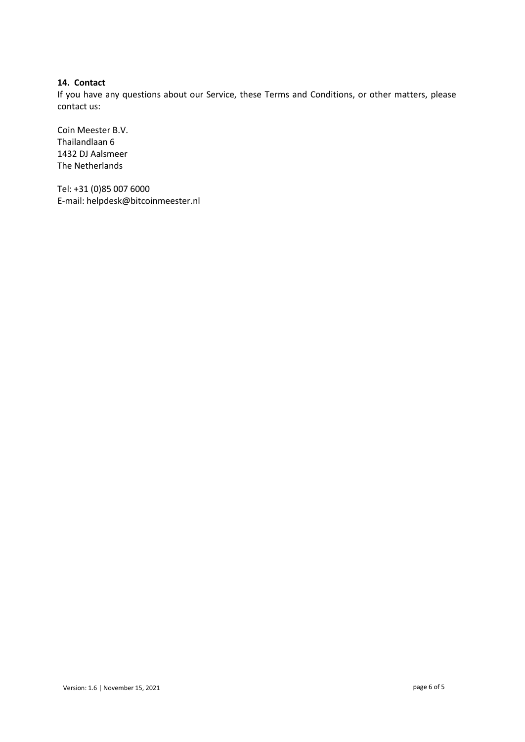## 14. Contact

If you have any questions about our Service, these Terms and Conditions, or other matters, please contact us:

Coin Meester B.V.  
Thailandlaan 6  
1432 DJ Aalsmeer  
The Netherlands

Tel: +31 (0)85 007 6000  
E-mail: helpdesk@bitcoinmeester.nl